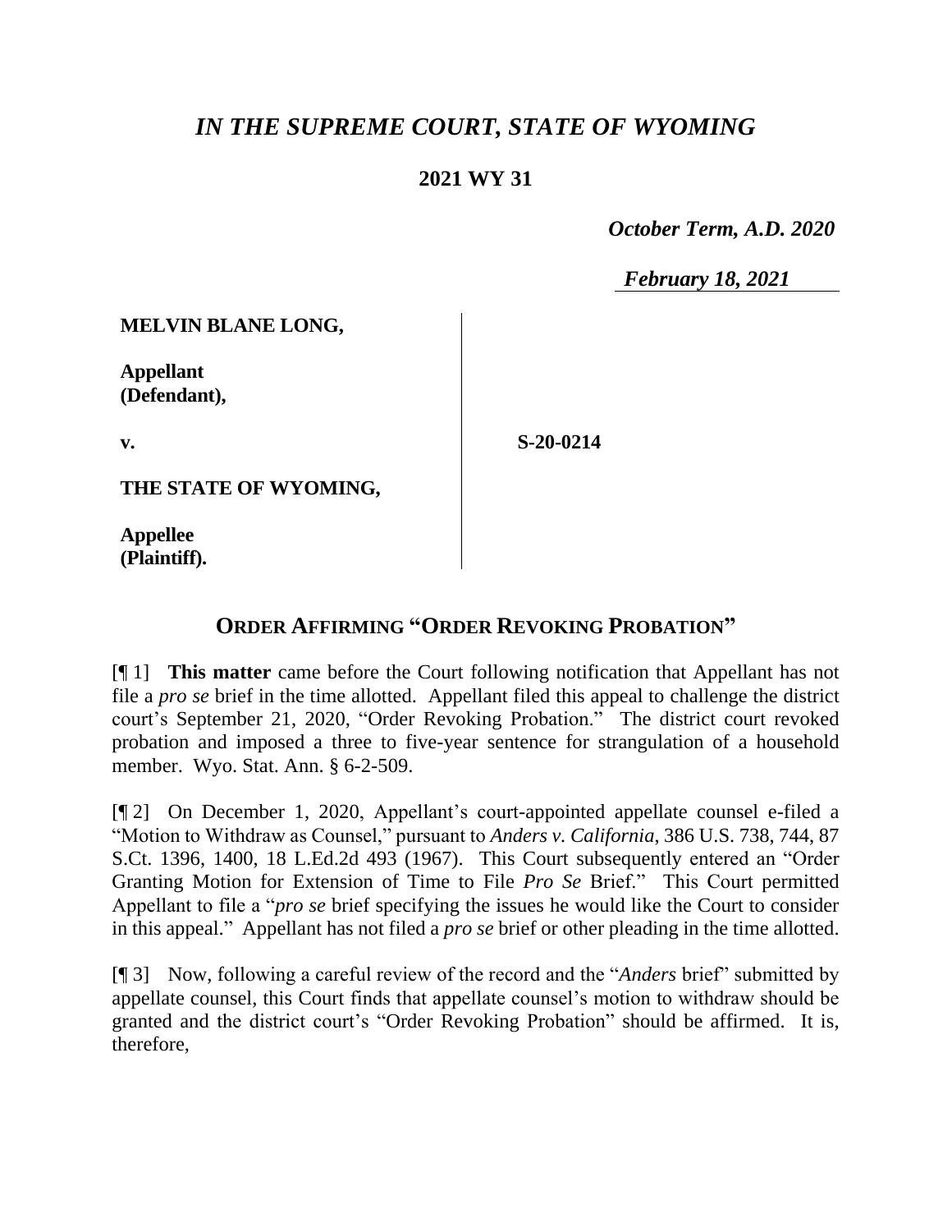# *IN THE SUPREME COURT, STATE OF WYOMING*

## 2021 WY 31

***October Term, A.D. 2020***

***February 18, 2021***

| | |
|---|---|
| **MELVIN BLANE LONG,**<br><br>**Appellant (Defendant),**<br><br>**v.**<br><br>**THE STATE OF WYOMING,**<br><br>**Appellee (Plaintiff).** | **S-20-0214** |

## ORDER AFFIRMING "ORDER REVOKING PROBATION"

[¶ 1] **This matter** came before the Court following notification that Appellant has not file a *pro se* brief in the time allotted. Appellant filed this appeal to challenge the district court's September 21, 2020, "Order Revoking Probation." The district court revoked probation and imposed a three to five-year sentence for strangulation of a household member. Wyo. Stat. Ann. § 6-2-509.

[¶ 2] On December 1, 2020, Appellant's court-appointed appellate counsel e-filed a "Motion to Withdraw as Counsel," pursuant to *Anders v. California*, 386 U.S. 738, 744, 87 S.Ct. 1396, 1400, 18 L.Ed.2d 493 (1967). This Court subsequently entered an "Order Granting Motion for Extension of Time to File *Pro Se* Brief." This Court permitted Appellant to file a "*pro se* brief specifying the issues he would like the Court to consider in this appeal." Appellant has not filed a *pro se* brief or other pleading in the time allotted.

[¶ 3] Now, following a careful review of the record and the "*Anders* brief" submitted by appellate counsel, this Court finds that appellate counsel's motion to withdraw should be granted and the district court's "Order Revoking Probation" should be affirmed. It is, therefore,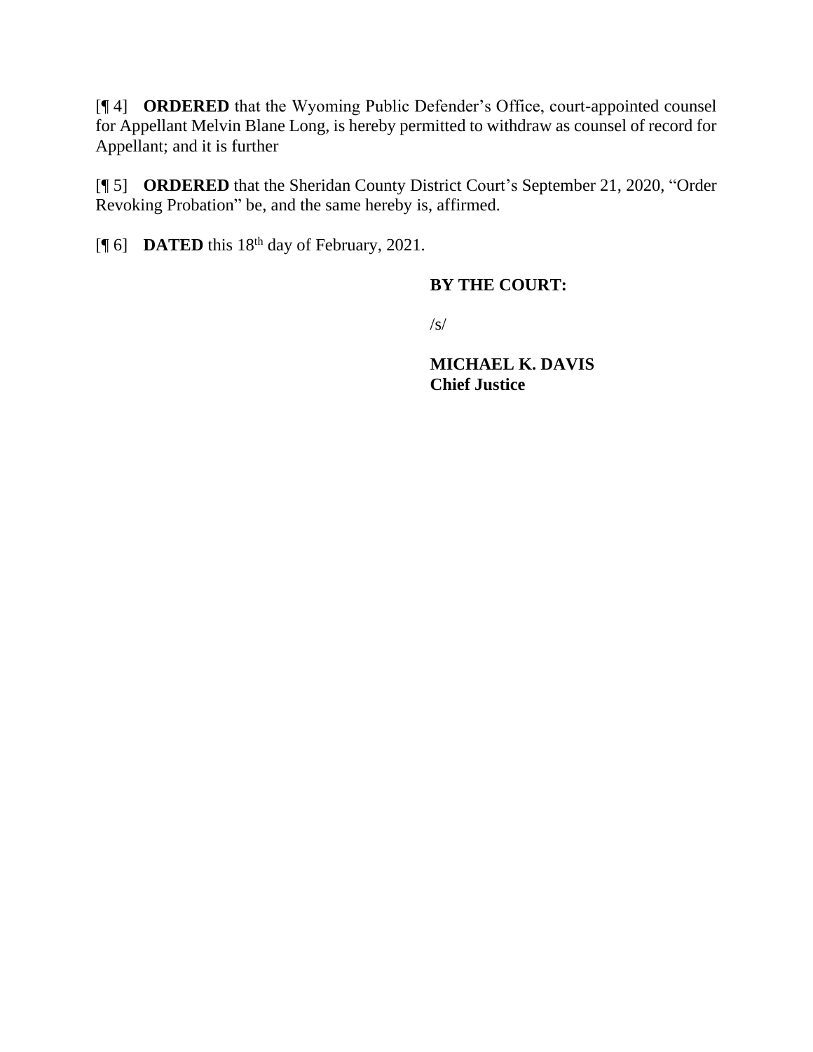[¶ 4] **ORDERED** that the Wyoming Public Defender's Office, court-appointed counsel for Appellant Melvin Blane Long, is hereby permitted to withdraw as counsel of record for Appellant; and it is further

[¶ 5] **ORDERED** that the Sheridan County District Court's September 21, 2020, "Order Revoking Probation" be, and the same hereby is, affirmed.

[¶ 6] **DATED** this 18th day of February, 2021.

**BY THE COURT:**

/s/

**MICHAEL K. DAVIS**
**Chief Justice**